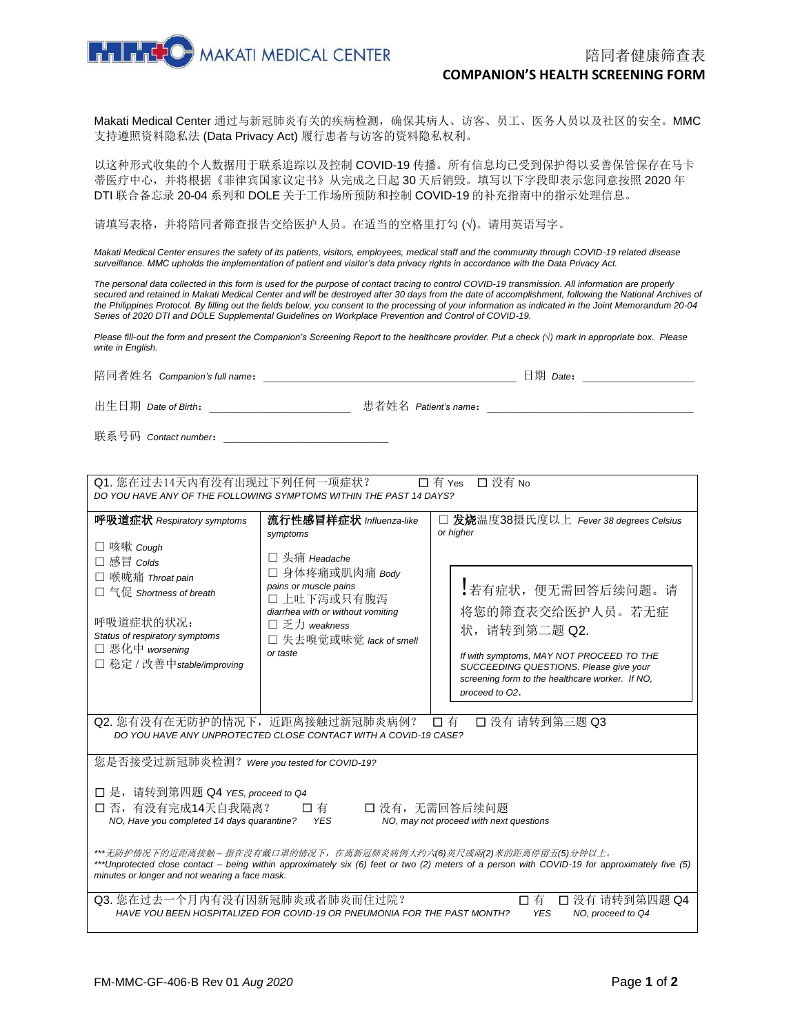MAKATI MEDICAL CENTER

# 陪同者健康筛查表
# COMPANION'S HEALTH SCREENING FORM

Makati Medical Center 通过与新冠肺炎有关的疾病检测，确保其病人、访客、员工、医务人员以及社区的安全。MMC 支持遵照资料隐私法 (Data Privacy Act) 履行患者与访客的资料隐私权利。

以这种形式收集的个人数据用于联系追踪以及控制 COVID-19 传播。所有信息均已受到保护得以妥善保管保存在马卡蒂医疗中心，并将根据《菲律宾国家议定书》从完成之日起 30 天后销毁。填写以下字段即表示您同意按照 2020 年 DTI 联合备忘录 20-04 系列和 DOLE 关于工作场所预防和控制 COVID-19 的补充指南中的指示处理信息。

请填写表格，并将陪同者筛查报告交给医护人员。在适当的空格里打勾 (√)。请用英语写字。

*Makati Medical Center ensures the safety of its patients, visitors, employees, medical staff and the community through COVID-19 related disease surveillance. MMC upholds the implementation of patient and visitor's data privacy rights in accordance with the Data Privacy Act.*

*The personal data collected in this form is used for the purpose of contact tracing to control COVID-19 transmission. All information are properly secured and retained in Makati Medical Center and will be destroyed after 30 days from the date of accomplishment, following the National Archives of the Philippines Protocol. By filling out the fields below, you consent to the processing of your information as indicated in the Joint Memorandum 20-04 Series of 2020 DTI and DOLE Supplemental Guidelines on Workplace Prevention and Control of COVID-19.*

*Please fill-out the form and present the Companion's Screening Report to the healthcare provider. Put a check (√) mark in appropriate box. Please write in English.*

陪同者姓名 *Companion's full name*: ______________________ 日期 *Date*: ____________

出生日期 *Date of Birth*: ______________ 患者姓名 *Patient's name*: ______________________

联系号码 *Contact number*: ______________

**Q1.** 您在过去14天内有没有出现过下列任何一项症状？ ☐ 有 Yes ☐ 没有 No
*DO YOU HAVE ANY OF THE FOLLOWING SYMPTOMS WITHIN THE PAST 14 DAYS?*

| **呼吸道症状** *Respiratory symptoms* | **流行性感冒样症状** *Influenza-like symptoms* | ☐ **发烧**温度38摄氏度以上 *Fever 38 degrees Celsius or higher* |
|---|---|---|
| ☐ 咳嗽 *Cough*<br>☐ 感冒 *Colds*<br>☐ 喉咙痛 *Throat pain*<br>☐ 气促 *Shortness of breath*<br><br>呼吸道症状的状况：<br>*Status of respiratory symptoms*<br>☐ 恶化中 *worsening*<br>☐ 稳定 / 改善中 *stable/improving* | ☐ 头痛 *Headache*<br>☐ 身体疼痛或肌肉痛 *Body pains or muscle pains*<br>☐ 上吐下泻或只有腹泻 *diarrhea with or without vomiting*<br>☐ 乏力 *weakness*<br>☐ 失去嗅觉或味觉 *lack of smell or taste* | ! 若有症状，便无需回答后续问题。请将您的筛查表交给医护人员。若无症状，请转到第二题 Q2.<br><br>*If with symptoms, MAY NOT PROCEED TO THE SUCCEEDING QUESTIONS. Please give your screening form to the healthcare worker. If NO, proceed to Q2.* |

**Q2.** 您有没有在无防护的情况下，近距离接触过新冠肺炎病例？ ☐ 有 ☐ 没有 请转到第三题 Q3
*DO YOU HAVE ANY UNPROTECTED CLOSE CONTACT WITH A COVID-19 CASE?*

您是否接受过新冠肺炎检测？ *Were you tested for COVID-19?*

☐ 是，请转到第四题 Q4 *YES, proceed to Q4*
☐ 否，有没有完成14天自我隔离？ ☐ 有 *YES* ☐ 没有，无需回答后续问题 *NO, may not proceed with next questions*
*NO, Have you completed 14 days quarantine?*

*\*\*\*无防护情况下的近距离接触 – 指在没有戴口罩的情况下，在离新冠肺炎病例大约六(6)英尺或两(2)米的距离停留五(5)分钟以上。*
*\*\*\*Unprotected close contact – being within approximately six (6) feet or two (2) meters of a person with COVID-19 for approximately five (5) minutes or longer and not wearing a face mask.*

**Q3.** 您在过去一个月内有没有因新冠肺炎或者肺炎而住过院？ ☐ 有 *YES* ☐ 没有 请转到第四题 Q4 *NO, proceed to Q4*
*HAVE YOU BEEN HOSPITALIZED FOR COVID-19 OR PNEUMONIA FOR THE PAST MONTH?*

FM-MMC-GF-406-B Rev 01 *Aug 2020*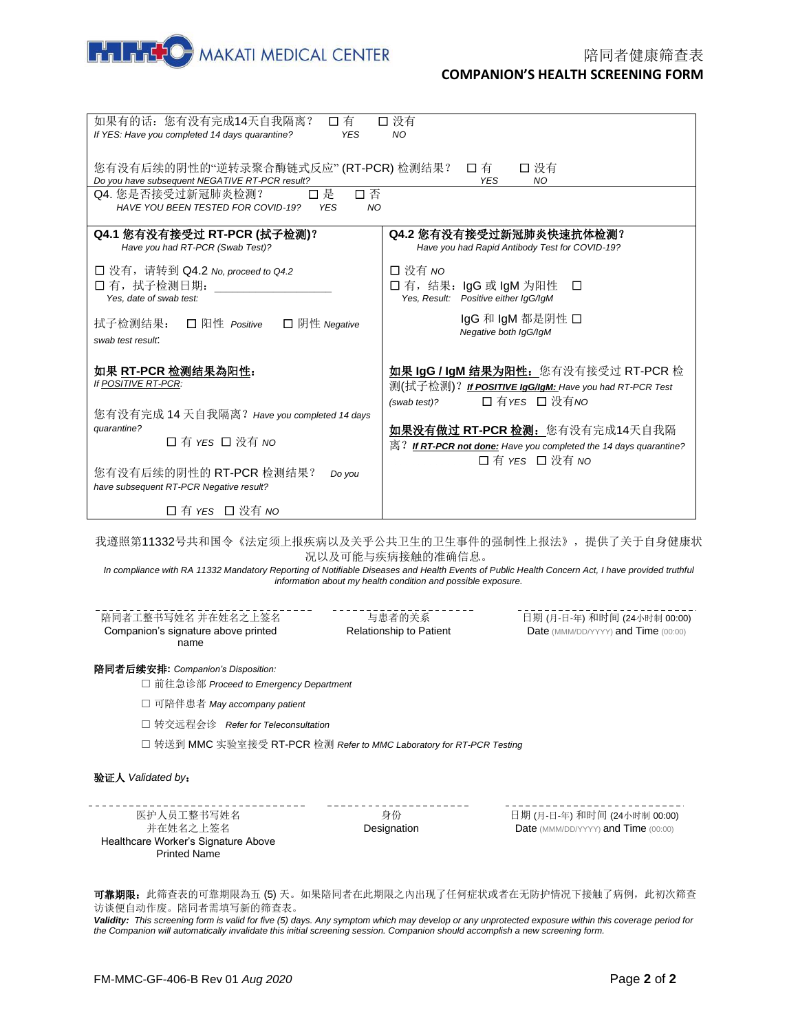# 陪同者健康筛查表

## COMPANION'S HEALTH SCREENING FORM

如果有的话：您有没有完成14天自我隔离？ ☐ 有 *YES* ☐ 没有 *NO*
*If YES: Have you completed 14 days quarantine?*

您有没有后续的阴性的"逆转录聚合酶链式反应" (RT-PCR) 检测结果？ ☐ 有 *YES* ☐ 没有 *NO*
*Do you have subsequent NEGATIVE RT-PCR result?*

Q4. 您是否接受过新冠肺炎检测？ ☐ 是 *YES* ☐ 否 *NO*
*HAVE YOU BEEN TESTED FOR COVID-19?*

| | |
|---|---|
| **Q4.1 您有没有接受过 RT-PCR (拭子检测)?**<br>*Have you had RT-PCR (Swab Test)?*<br><br>☐ 没有，请转到 Q4.2 *No, proceed to Q4.2*<br>☐ 有，拭子检测日期： ____________<br>*Yes, date of swab test:*<br><br>拭子检测结果： ☐ 阳性 *Positive* ☐ 阴性 *Negative*<br>*swab test result:*<br><br>**如果 RT-PCR 检测结果為阳性：**<br>*If POSITIVE RT-PCR:*<br><br>您有没有完成 14 天自我隔离？*Have you completed 14 days quarantine?*<br>☐ 有 *YES* ☐ 没有 *NO*<br><br>您有没有后续的阴性的 RT-PCR 检测结果？ *Do you have subsequent RT-PCR Negative result?*<br><br>☐ 有 *YES* ☐ 没有 *NO* | **Q4.2 您有没有接受过新冠肺炎快速抗体检测？**<br>*Have you had Rapid Antibody Test for COVID-19?*<br><br>☐ 没有 *NO*<br>☐ 有，结果：IgG 或 IgM 为阳性 ☐<br>*Yes, Result: Positive either IgG/IgM*<br>IgG 和 IgM 都是阴性 ☐<br>*Negative both IgG/IgM*<br><br>**如果 IgG / IgM 结果为阳性：** 您有没有接受过 RT-PCR 检测(拭子检测)？ ***If POSITIVE IgG/IgM:*** *Have you had RT-PCR Test (swab test)?* ☐ 有*YES* ☐ 没有*NO*<br><br>**如果没有做过 RT-PCR 检测：** 您有没有完成14天自我隔离？ ***If RT-PCR not done:*** *Have you completed the 14 days quarantine?*<br>☐ 有 *YES* ☐ 没有 *NO* |

我遵照第11332号共和国令《法定须上报疾病以及关乎公共卫生的卫生事件的强制性上报法》，提供了关于自身健康状况以及可能与疾病接触的准确信息。
*In compliance with RA 11332 Mandatory Reporting of Notifiable Diseases and Health Events of Public Health Concern Act, I have provided truthful information about my health condition and possible exposure.*

| ______________________ | ______________________ | ______________________ |
|---|---|---|
| 陪同者工整书写姓名 并在姓名之上签名<br>Companion's signature above printed name | 与患者的关系<br>Relationship to Patient | 日期 (月-日-年) 和时间 (24小时制 00:00)<br>Date (MMM/DD/YYYY) and Time (00:00) |

**陪同者后续安排:** *Companion's Disposition:*

☐ 前往急诊部 *Proceed to Emergency Department*

☐ 可陪伴患者 *May accompany patient*

☐ 转交远程会诊 *Refer for Teleconsultation*

☐ 转送到 MMC 实验室接受 RT-PCR 检测 *Refer to MMC Laboratory for RT-PCR Testing*

**验证人** *Validated by*：

| ______________________ | ______________________ | ______________________ |
|---|---|---|
| 医护人员工整书写姓名 并在姓名之上签名<br>Healthcare Worker's Signature Above Printed Name | 身份<br>Designation | 日期 (月-日-年) 和时间 (24小时制 00:00)<br>Date (MMM/DD/YYYY) and Time (00:00) |

**可靠期限：** 此筛查表的可靠期限为五 (5) 天。如果陪同者在此期限之内出现了任何症状或者在无防护情况下接触了病例，此初次筛查访谈便自动作废。陪同者需填写新的筛查表。
***Validity:*** *This screening form is valid for five (5) days. Any symptom which may develop or any unprotected exposure within this coverage period for the Companion will automatically invalidate this initial screening session. Companion should accomplish a new screening form.*

FM-MMC-GF-406-B Rev 01 *Aug 2020*